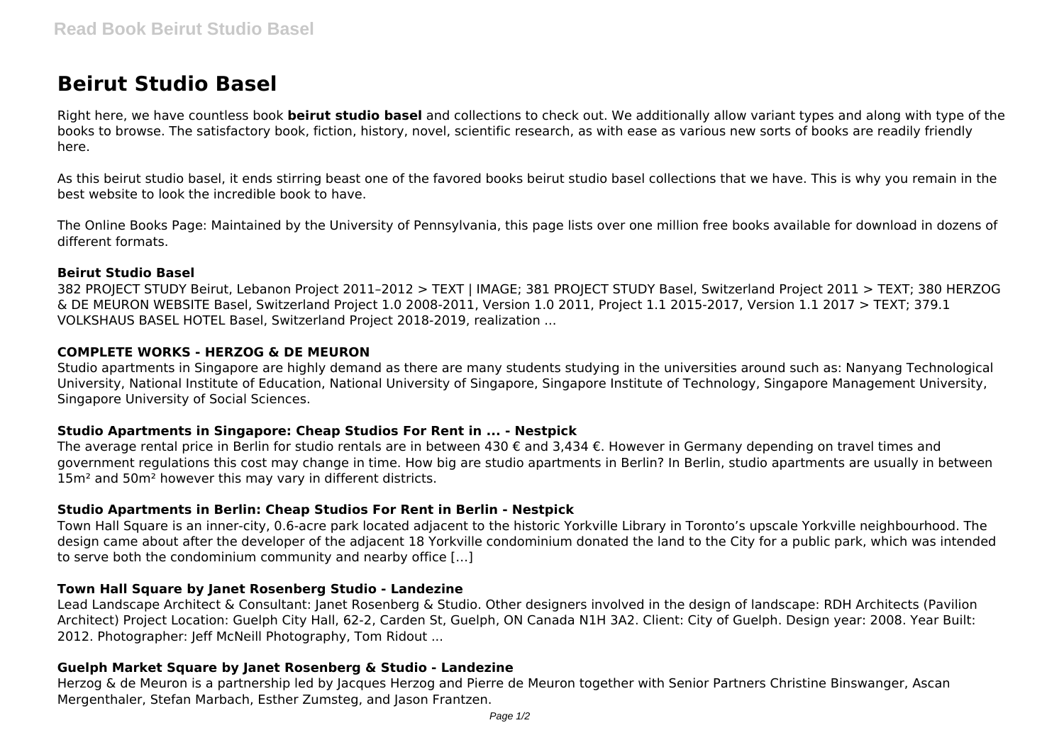# Beirut Studio Basel

Right here, we have countless book **beirut studio basel** and collections to check out. We additionally allow variant types and along with type of the books to browse. The satisfactory book, fiction, history, novel, scientific research, as with ease as various new sorts of books are readily friendly here.

As this beirut studio basel, it ends stirring beast one of the favored books beirut studio basel collections that we have. This is why you remain in the best website to look the incredible book to have.

The Online Books Page: Maintained by the University of Pennsylvania, this page lists over one million free books available for download in dozens of different formats.

### Beirut Studio Basel

382 PROJECT STUDY Beirut, Lebanon Project 2011–2012 > TEXT | IMAGE; 381 PROJECT STUDY Basel, Switzerland Project 2011 > TEXT; 380 HERZOG & DE MEURON WEBSITE Basel, Switzerland Project 1.0 2008-2011, Version 1.0 2011, Project 1.1 2015-2017, Version 1.1 2017 > TEXT; 379.1 VOLKSHAUS BASEL HOTEL Basel, Switzerland Project 2018-2019, realization ...

### COMPLETE WORKS - HERZOG & DE MEURON

Studio apartments in Singapore are highly demand as there are many students studying in the universities around such as: Nanyang Technological University, National Institute of Education, National University of Singapore, Singapore Institute of Technology, Singapore Management University, Singapore University of Social Sciences.

### Studio Apartments in Singapore: Cheap Studios For Rent in ... - Nestpick

The average rental price in Berlin for studio rentals are in between 430 € and 3,434 €. However in Germany depending on travel times and government regulations this cost may change in time. How big are studio apartments in Berlin? In Berlin, studio apartments are usually in between 15m² and 50m² however this may vary in different districts.

### Studio Apartments in Berlin: Cheap Studios For Rent in Berlin - Nestpick

Town Hall Square is an inner-city, 0.6-acre park located adjacent to the historic Yorkville Library in Toronto's upscale Yorkville neighbourhood. The design came about after the developer of the adjacent 18 Yorkville condominium donated the land to the City for a public park, which was intended to serve both the condominium community and nearby office […]

### Town Hall Square by Janet Rosenberg Studio - Landezine

Lead Landscape Architect & Consultant: Janet Rosenberg & Studio. Other designers involved in the design of landscape: RDH Architects (Pavilion Architect) Project Location: Guelph City Hall, 62-2, Carden St, Guelph, ON Canada N1H 3A2. Client: City of Guelph. Design year: 2008. Year Built: 2012. Photographer: Jeff McNeill Photography, Tom Ridout ...

### Guelph Market Square by Janet Rosenberg & Studio - Landezine

Herzog & de Meuron is a partnership led by Jacques Herzog and Pierre de Meuron together with Senior Partners Christine Binswanger, Ascan Mergenthaler, Stefan Marbach, Esther Zumsteg, and Jason Frantzen.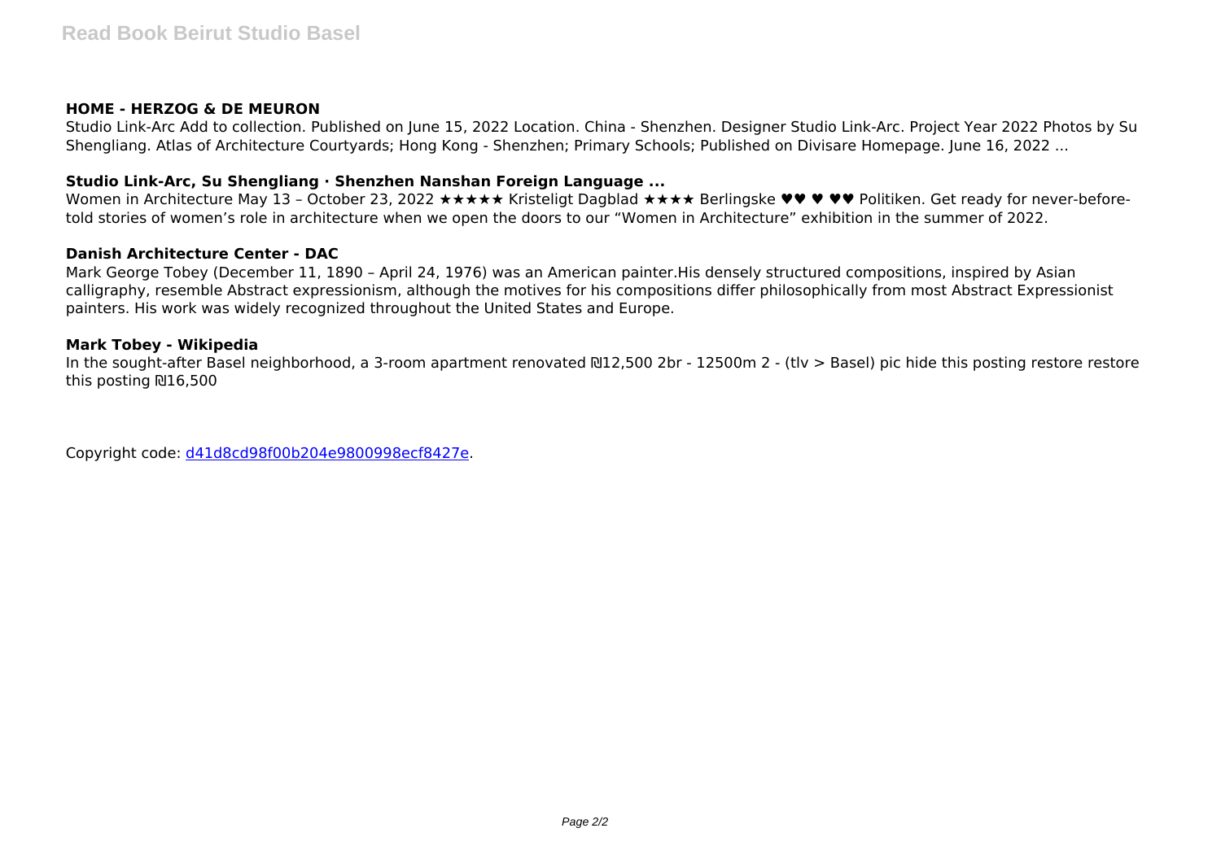**HOME - HERZOG & DE MEURON**

Studio Link-Arc Add to collection. Published on June 15, 2022 Location. China - Shenzhen. Designer Studio Link-Arc. Project Year 2022 Photos by Su Shengliang. Atlas of Architecture Courtyards; Hong Kong - Shenzhen; Primary Schools; Published on Divisare Homepage. June 16, 2022 ...

**Studio Link-Arc, Su Shengliang · Shenzhen Nanshan Foreign Language ...**

Women in Architecture May 13 – October 23, 2022 ★★★★★ Kristeligt Dagblad ★★★★ Berlingske ♥♥ ♥ ♥♥ Politiken. Get ready for never-before-told stories of women's role in architecture when we open the doors to our "Women in Architecture" exhibition in the summer of 2022.

**Danish Architecture Center - DAC**

Mark George Tobey (December 11, 1890 – April 24, 1976) was an American painter.His densely structured compositions, inspired by Asian calligraphy, resemble Abstract expressionism, although the motives for his compositions differ philosophically from most Abstract Expressionist painters. His work was widely recognized throughout the United States and Europe.

**Mark Tobey - Wikipedia**

In the sought-after Basel neighborhood, a 3-room apartment renovated ₪12,500 2br - 12500m 2 - (tlv > Basel) pic hide this posting restore restore this posting ₪16,500

Copyright code: d41d8cd98f00b204e9800998ecf8427e.